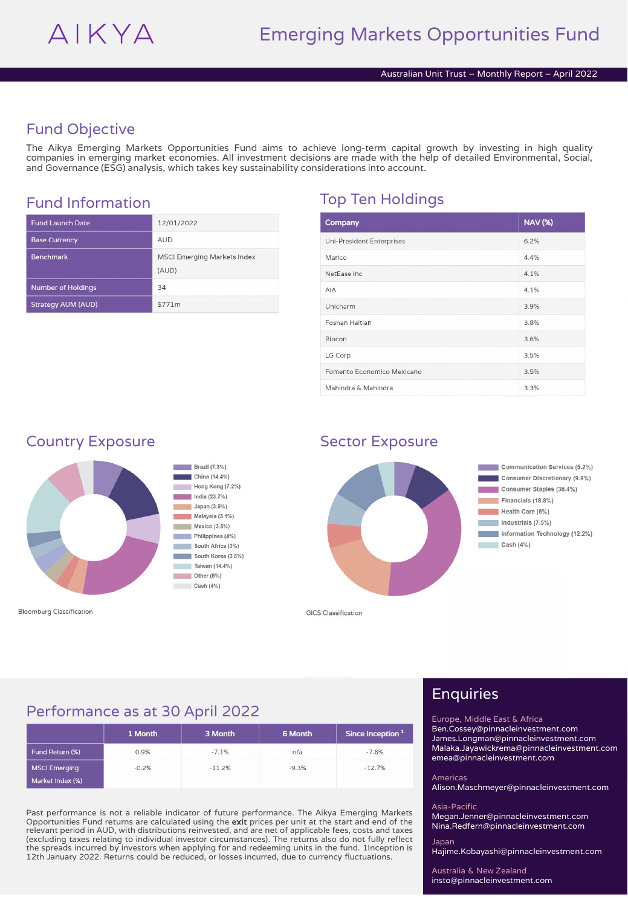# AIKYA

# Emerging Markets Opportunities Fund

Australian Unit Trust – Monthly Report – April 2022

## Fund Objective

The Aikya Emerging Markets Opportunities Fund aims to achieve long-term capital growth by investing in high quality companies in emerging market economies. All investment decisions are made with the help of detailed Environmental, Social, and Governance (ESG) analysis, which takes key sustainability considerations into account.

## Fund Information

| | |
|---|---|
| Fund Launch Date | 12/01/2022 |
| Base Currency | AUD |
| Benchmark | MSCI Emerging Markets Index (AUD) |
| Number of Holdings | 34 |
| Strategy AUM (AUD) | $771m |

## Top Ten Holdings

| Company | NAV (%) |
|---|---|
| Uni-President Enterprises | 6.2% |
| Marico | 4.4% |
| NetEase Inc | 4.1% |
| AIA | 4.1% |
| Unicharm | 3.9% |
| Foshan Haitian | 3.8% |
| Biocon | 3.6% |
| LG Corp | 3.5% |
| Fomento Economico Mexicano | 3.5% |
| Mahindra & Mahindra | 3.3% |

## Country Exposure

- Brazil (7.3%)
- China (14.4%)
- Hong Kong (7.2%)
- India (23.7%)
- Japan (3.9%)
- Malaysia (3.1%)
- Mexico (3.5%)
- Philippines (4%)
- South Africa (3%)
- South Korea (3.5%)
- Taiwan (14.4%)
- Other (8%)
- Cash (4%)

Bloomberg Classification

## Sector Exposure

- Communication Services (5.2%)
- Consumer Discretionary (9.9%)
- Consumer Staples (36.4%)
- Financials (18.8%)
- Health Care (6%)
- Industrials (7.5%)
- Information Technology (12.2%)
- Cash (4%)

GICS Classification

## Performance as at 30 April 2022

| | 1 Month | 3 Month | 6 Month | Since Inception [1] |
|---|---|---|---|---|
| Fund Return (%) | 0.9% | -7.1% | n/a | -7.6% |
| MSCI Emerging Market Index (%) | -0.2% | -11.2% | -9.3% | -12.7% |

Past performance is not a reliable indicator of future performance. The Aikya Emerging Markets Opportunities Fund returns are calculated using the **exit** prices per unit at the start and end of the relevant period in AUD, with distributions reinvested, and are net of applicable fees, costs and taxes (excluding taxes relating to individual investor circumstances). The returns also do not fully reflect the spreads incurred by investors when applying for and redeeming units in the fund. 1Inception is 12th January 2022. Returns could be reduced, or losses incurred, due to currency fluctuations.

## Enquiries

Europe, Middle East & Africa
Ben.Cossey@pinnacleinvestment.com
James.Longman@pinnacleinvestment.com
Malaka.Jayawickrema@pinnacleinvestment.com
emea@pinnacleinvestment.com

Americas
Alison.Maschmeyer@pinnacleinvestment.com

Asia-Pacific
Megan.Jenner@pinnacleinvestment.com
Nina.Redfern@pinnacleinvestment.com

Japan
Hajime.Kobayashi@pinnacleinvestment.com

Australia & New Zealand
insto@pinnacleinvestment.com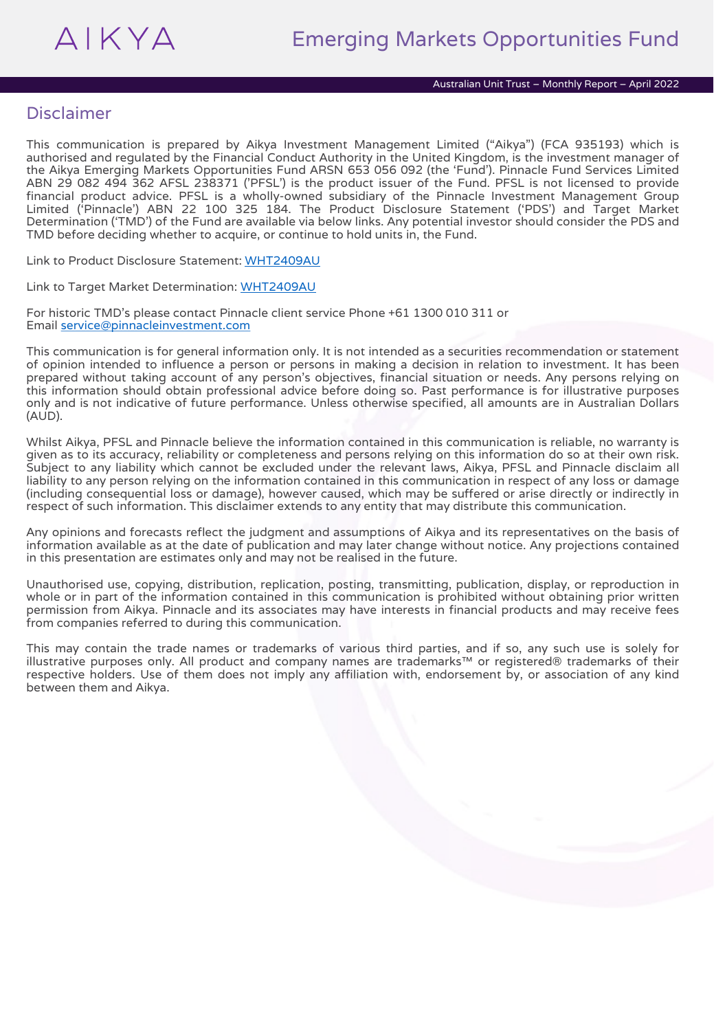## Disclaimer

This communication is prepared by Aikya Investment Management Limited ("Aikya") (FCA 935193) which is authorised and regulated by the Financial Conduct Authority in the United Kingdom, is the investment manager of the Aikya Emerging Markets Opportunities Fund ARSN 653 056 092 (the 'Fund'). Pinnacle Fund Services Limited ABN 29 082 494 362 AFSL 238371 ('PFSL') is the product issuer of the Fund. PFSL is not licensed to provide financial product advice. PFSL is a wholly-owned subsidiary of the Pinnacle Investment Management Group Limited ('Pinnacle') ABN 22 100 325 184. The Product Disclosure Statement ('PDS') and Target Market Determination ('TMD') of the Fund are available via below links. Any potential investor should consider the PDS and TMD before deciding whether to acquire, or continue to hold units in, the Fund.

Link to Product Disclosure Statement: WHT2409AU

Link to Target Market Determination: WHT2409AU

For historic TMD's please contact Pinnacle client service Phone +61 1300 010 311 or Email service@pinnacleinvestment.com

This communication is for general information only. It is not intended as a securities recommendation or statement of opinion intended to influence a person or persons in making a decision in relation to investment. It has been prepared without taking account of any person's objectives, financial situation or needs. Any persons relying on this information should obtain professional advice before doing so. Past performance is for illustrative purposes only and is not indicative of future performance. Unless otherwise specified, all amounts are in Australian Dollars (AUD).

Whilst Aikya, PFSL and Pinnacle believe the information contained in this communication is reliable, no warranty is given as to its accuracy, reliability or completeness and persons relying on this information do so at their own risk. Subject to any liability which cannot be excluded under the relevant laws, Aikya, PFSL and Pinnacle disclaim all liability to any person relying on the information contained in this communication in respect of any loss or damage (including consequential loss or damage), however caused, which may be suffered or arise directly or indirectly in respect of such information. This disclaimer extends to any entity that may distribute this communication.

Any opinions and forecasts reflect the judgment and assumptions of Aikya and its representatives on the basis of information available as at the date of publication and may later change without notice. Any projections contained in this presentation are estimates only and may not be realised in the future.

Unauthorised use, copying, distribution, replication, posting, transmitting, publication, display, or reproduction in whole or in part of the information contained in this communication is prohibited without obtaining prior written permission from Aikya. Pinnacle and its associates may have interests in financial products and may receive fees from companies referred to during this communication.

This may contain the trade names or trademarks of various third parties, and if so, any such use is solely for illustrative purposes only. All product and company names are trademarks™ or registered® trademarks of their respective holders. Use of them does not imply any affiliation with, endorsement by, or association of any kind between them and Aikya.